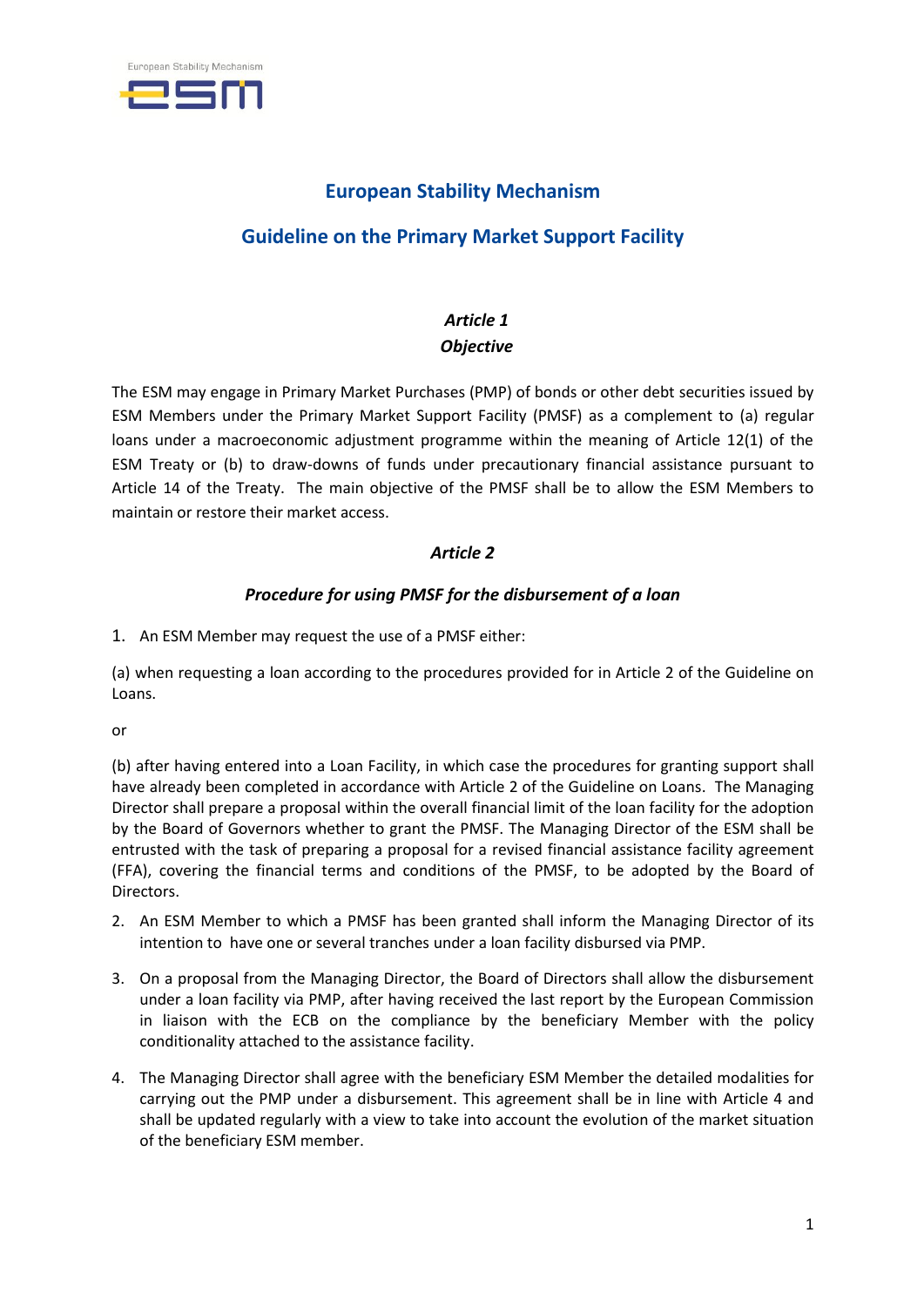# European Stability Mechanism

## Guideline on the Primary Market Support Facility

### *Article 1*
### *Objective*

The ESM may engage in Primary Market Purchases (PMP) of bonds or other debt securities issued by ESM Members under the Primary Market Support Facility (PMSF) as a complement to (a) regular loans under a macroeconomic adjustment programme within the meaning of Article 12(1) of the ESM Treaty or (b) to draw-downs of funds under precautionary financial assistance pursuant to Article 14 of the Treaty. The main objective of the PMSF shall be to allow the ESM Members to maintain or restore their market access.

### *Article 2*

### *Procedure for using PMSF for the disbursement of a loan*

1. An ESM Member may request the use of a PMSF either:

(a) when requesting a loan according to the procedures provided for in Article 2 of the Guideline on Loans.

or

(b) after having entered into a Loan Facility, in which case the procedures for granting support shall have already been completed in accordance with Article 2 of the Guideline on Loans. The Managing Director shall prepare a proposal within the overall financial limit of the loan facility for the adoption by the Board of Governors whether to grant the PMSF. The Managing Director of the ESM shall be entrusted with the task of preparing a proposal for a revised financial assistance facility agreement (FFA), covering the financial terms and conditions of the PMSF, to be adopted by the Board of Directors.

2. An ESM Member to which a PMSF has been granted shall inform the Managing Director of its intention to have one or several tranches under a loan facility disbursed via PMP.

3. On a proposal from the Managing Director, the Board of Directors shall allow the disbursement under a loan facility via PMP, after having received the last report by the European Commission in liaison with the ECB on the compliance by the beneficiary Member with the policy conditionality attached to the assistance facility.

4. The Managing Director shall agree with the beneficiary ESM Member the detailed modalities for carrying out the PMP under a disbursement. This agreement shall be in line with Article 4 and shall be updated regularly with a view to take into account the evolution of the market situation of the beneficiary ESM member.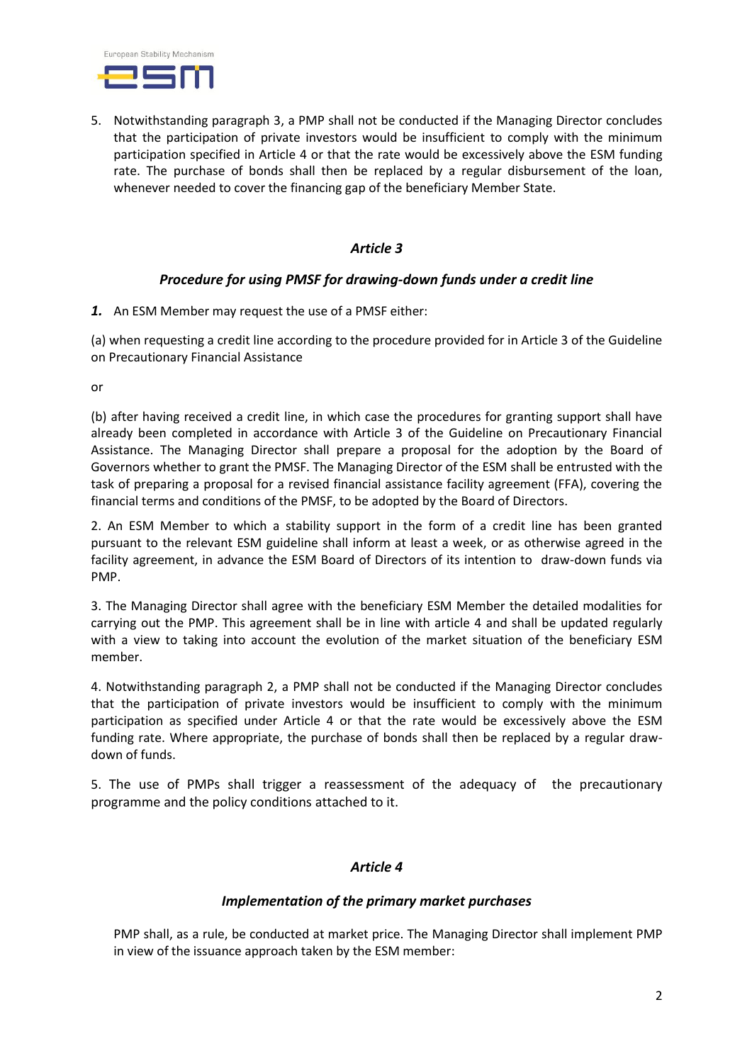5. Notwithstanding paragraph 3, a PMP shall not be conducted if the Managing Director concludes that the participation of private investors would be insufficient to comply with the minimum participation specified in Article 4 or that the rate would be excessively above the ESM funding rate. The purchase of bonds shall then be replaced by a regular disbursement of the loan, whenever needed to cover the financing gap of the beneficiary Member State.

### *Article 3*

### *Procedure for using PMSF for drawing-down funds under a credit line*

***1.*** An ESM Member may request the use of a PMSF either:

(a) when requesting a credit line according to the procedure provided for in Article 3 of the Guideline on Precautionary Financial Assistance

or

(b) after having received a credit line, in which case the procedures for granting support shall have already been completed in accordance with Article 3 of the Guideline on Precautionary Financial Assistance. The Managing Director shall prepare a proposal for the adoption by the Board of Governors whether to grant the PMSF. The Managing Director of the ESM shall be entrusted with the task of preparing a proposal for a revised financial assistance facility agreement (FFA), covering the financial terms and conditions of the PMSF, to be adopted by the Board of Directors.

2. An ESM Member to which a stability support in the form of a credit line has been granted pursuant to the relevant ESM guideline shall inform at least a week, or as otherwise agreed in the facility agreement, in advance the ESM Board of Directors of its intention to draw-down funds via PMP.

3. The Managing Director shall agree with the beneficiary ESM Member the detailed modalities for carrying out the PMP. This agreement shall be in line with article 4 and shall be updated regularly with a view to taking into account the evolution of the market situation of the beneficiary ESM member.

4. Notwithstanding paragraph 2, a PMP shall not be conducted if the Managing Director concludes that the participation of private investors would be insufficient to comply with the minimum participation as specified under Article 4 or that the rate would be excessively above the ESM funding rate. Where appropriate, the purchase of bonds shall then be replaced by a regular draw-down of funds.

5. The use of PMPs shall trigger a reassessment of the adequacy of the precautionary programme and the policy conditions attached to it.

### *Article 4*

### *Implementation of the primary market purchases*

PMP shall, as a rule, be conducted at market price. The Managing Director shall implement PMP in view of the issuance approach taken by the ESM member: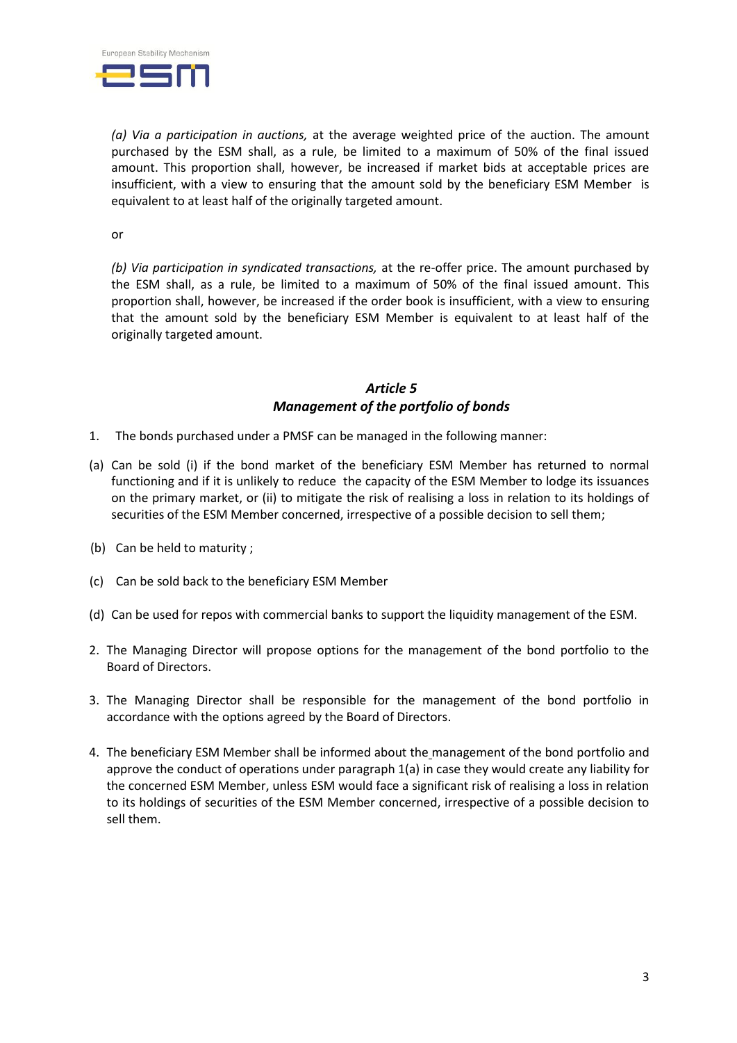*(a) Via a participation in auctions,* at the average weighted price of the auction. The amount purchased by the ESM shall, as a rule, be limited to a maximum of 50% of the final issued amount. This proportion shall, however, be increased if market bids at acceptable prices are insufficient, with a view to ensuring that the amount sold by the beneficiary ESM Member is equivalent to at least half of the originally targeted amount.

or

*(b) Via participation in syndicated transactions,* at the re-offer price. The amount purchased by the ESM shall, as a rule, be limited to a maximum of 50% of the final issued amount. This proportion shall, however, be increased if the order book is insufficient, with a view to ensuring that the amount sold by the beneficiary ESM Member is equivalent to at least half of the originally targeted amount.

### *Article 5*
### *Management of the portfolio of bonds*

1. The bonds purchased under a PMSF can be managed in the following manner:

(a) Can be sold (i) if the bond market of the beneficiary ESM Member has returned to normal functioning and if it is unlikely to reduce the capacity of the ESM Member to lodge its issuances on the primary market, or (ii) to mitigate the risk of realising a loss in relation to its holdings of securities of the ESM Member concerned, irrespective of a possible decision to sell them;

(b) Can be held to maturity ;

(c) Can be sold back to the beneficiary ESM Member

(d) Can be used for repos with commercial banks to support the liquidity management of the ESM.

2. The Managing Director will propose options for the management of the bond portfolio to the Board of Directors.

3. The Managing Director shall be responsible for the management of the bond portfolio in accordance with the options agreed by the Board of Directors.

4. The beneficiary ESM Member shall be informed about the management of the bond portfolio and approve the conduct of operations under paragraph 1(a) in case they would create any liability for the concerned ESM Member, unless ESM would face a significant risk of realising a loss in relation to its holdings of securities of the ESM Member concerned, irrespective of a possible decision to sell them.